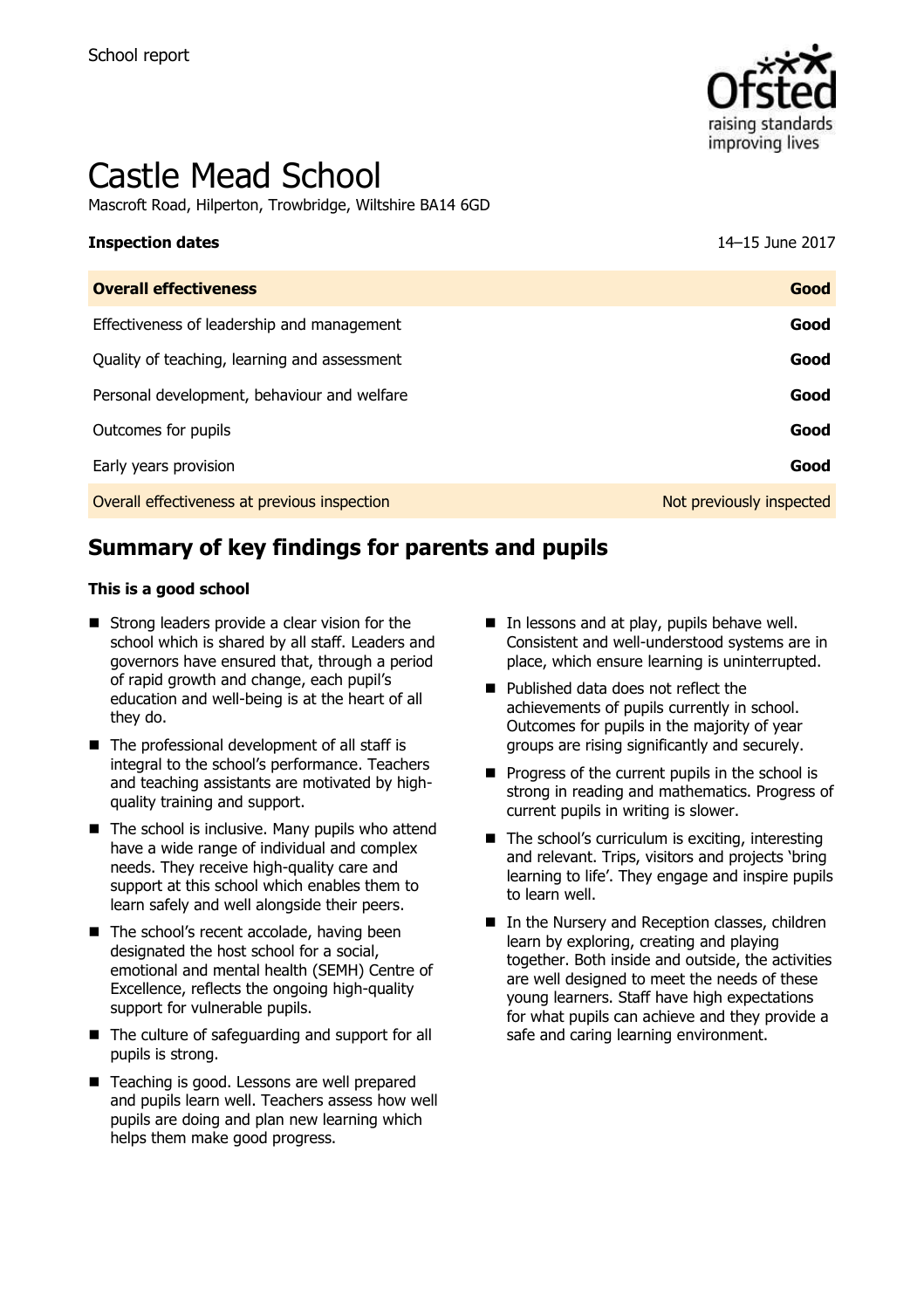School report

# Castle Mead School

Mascroft Road, Hilperton, Trowbridge, Wiltshire BA14 6GD

| **Inspection dates** | 14–15 June 2017 |
| --- | --- |
| **Overall effectiveness** | **Good** |
| Effectiveness of leadership and management | **Good** |
| Quality of teaching, learning and assessment | **Good** |
| Personal development, behaviour and welfare | **Good** |
| Outcomes for pupils | **Good** |
| Early years provision | **Good** |
| Overall effectiveness at previous inspection | Not previously inspected |

## Summary of key findings for parents and pupils

**This is a good school**

- Strong leaders provide a clear vision for the school which is shared by all staff. Leaders and governors have ensured that, through a period of rapid growth and change, each pupil's education and well-being is at the heart of all they do.
- The professional development of all staff is integral to the school's performance. Teachers and teaching assistants are motivated by high-quality training and support.
- The school is inclusive. Many pupils who attend have a wide range of individual and complex needs. They receive high-quality care and support at this school which enables them to learn safely and well alongside their peers.
- The school's recent accolade, having been designated the host school for a social, emotional and mental health (SEMH) Centre of Excellence, reflects the ongoing high-quality support for vulnerable pupils.
- The culture of safeguarding and support for all pupils is strong.
- Teaching is good. Lessons are well prepared and pupils learn well. Teachers assess how well pupils are doing and plan new learning which helps them make good progress.
- In lessons and at play, pupils behave well. Consistent and well-understood systems are in place, which ensure learning is uninterrupted.
- Published data does not reflect the achievements of pupils currently in school. Outcomes for pupils in the majority of year groups are rising significantly and securely.
- Progress of the current pupils in the school is strong in reading and mathematics. Progress of current pupils in writing is slower.
- The school's curriculum is exciting, interesting and relevant. Trips, visitors and projects 'bring learning to life'. They engage and inspire pupils to learn well.
- In the Nursery and Reception classes, children learn by exploring, creating and playing together. Both inside and outside, the activities are well designed to meet the needs of these young learners. Staff have high expectations for what pupils can achieve and they provide a safe and caring learning environment.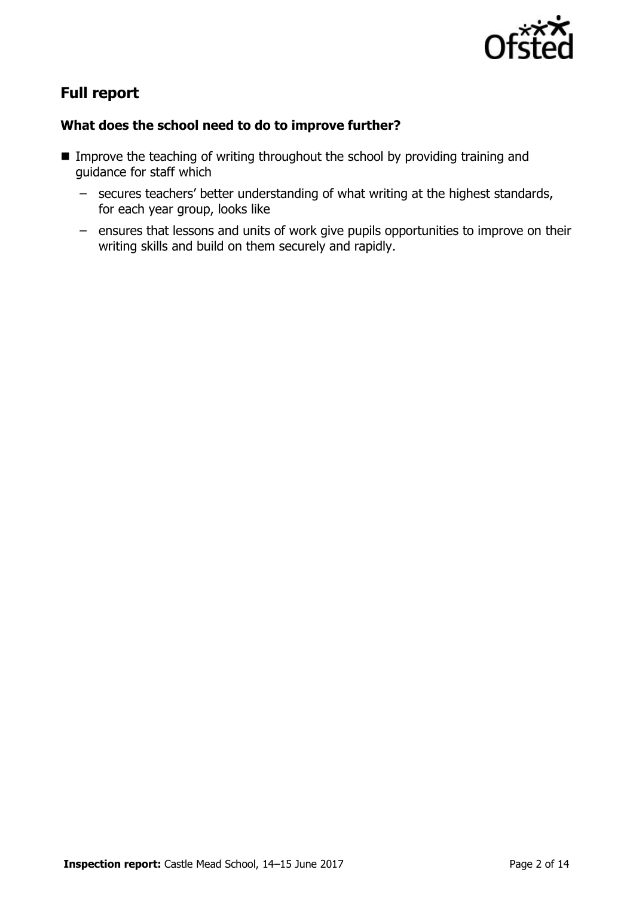## Full report

### What does the school need to do to improve further?

- Improve the teaching of writing throughout the school by providing training and guidance for staff which
  - secures teachers' better understanding of what writing at the highest standards, for each year group, looks like
  - ensures that lessons and units of work give pupils opportunities to improve on their writing skills and build on them securely and rapidly.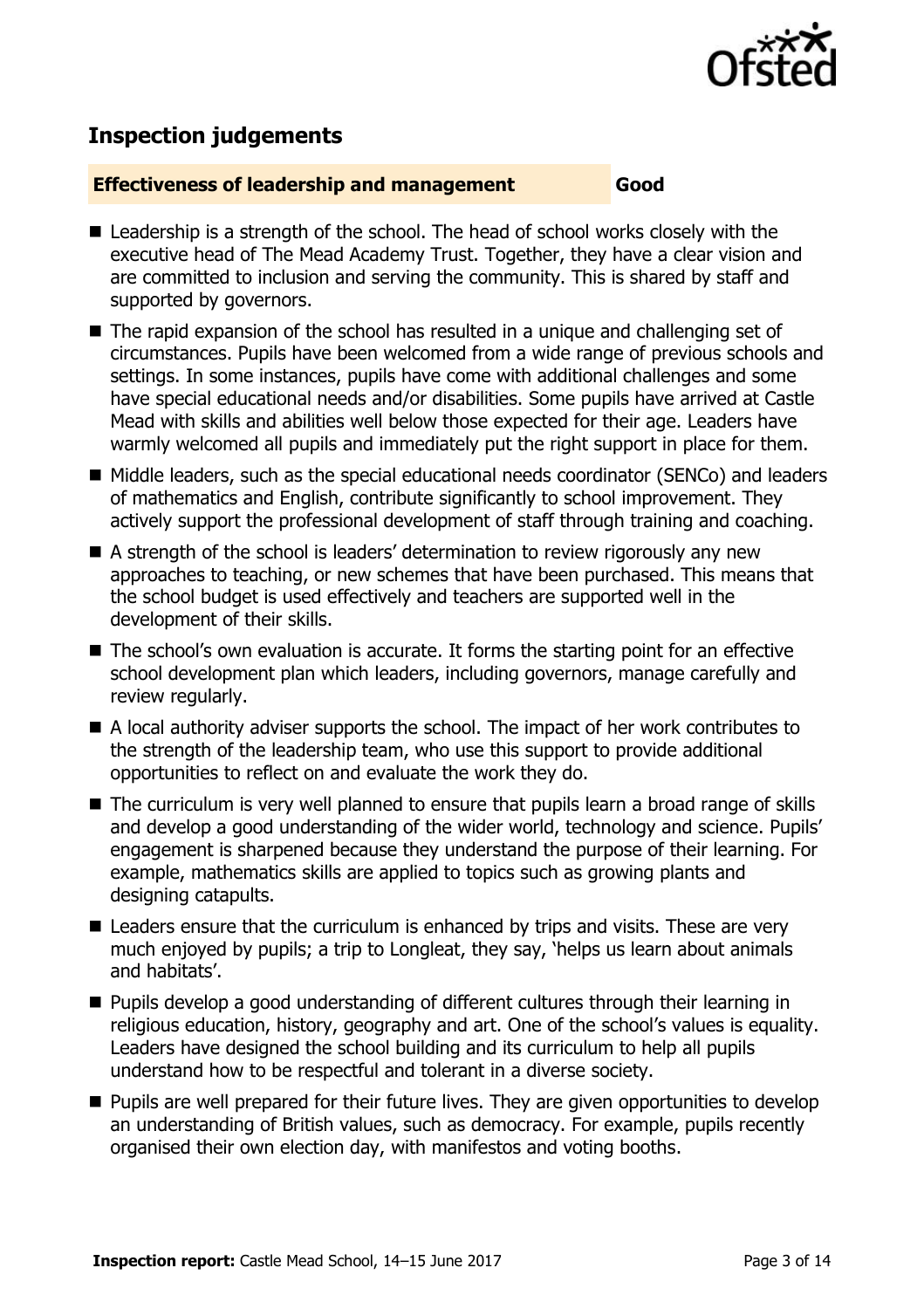## Inspection judgements

**Effectiveness of leadership and management** **Good**

- Leadership is a strength of the school. The head of school works closely with the executive head of The Mead Academy Trust. Together, they have a clear vision and are committed to inclusion and serving the community. This is shared by staff and supported by governors.
- The rapid expansion of the school has resulted in a unique and challenging set of circumstances. Pupils have been welcomed from a wide range of previous schools and settings. In some instances, pupils have come with additional challenges and some have special educational needs and/or disabilities. Some pupils have arrived at Castle Mead with skills and abilities well below those expected for their age. Leaders have warmly welcomed all pupils and immediately put the right support in place for them.
- Middle leaders, such as the special educational needs coordinator (SENCo) and leaders of mathematics and English, contribute significantly to school improvement. They actively support the professional development of staff through training and coaching.
- A strength of the school is leaders' determination to review rigorously any new approaches to teaching, or new schemes that have been purchased. This means that the school budget is used effectively and teachers are supported well in the development of their skills.
- The school's own evaluation is accurate. It forms the starting point for an effective school development plan which leaders, including governors, manage carefully and review regularly.
- A local authority adviser supports the school. The impact of her work contributes to the strength of the leadership team, who use this support to provide additional opportunities to reflect on and evaluate the work they do.
- The curriculum is very well planned to ensure that pupils learn a broad range of skills and develop a good understanding of the wider world, technology and science. Pupils' engagement is sharpened because they understand the purpose of their learning. For example, mathematics skills are applied to topics such as growing plants and designing catapults.
- Leaders ensure that the curriculum is enhanced by trips and visits. These are very much enjoyed by pupils; a trip to Longleat, they say, 'helps us learn about animals and habitats'.
- Pupils develop a good understanding of different cultures through their learning in religious education, history, geography and art. One of the school's values is equality. Leaders have designed the school building and its curriculum to help all pupils understand how to be respectful and tolerant in a diverse society.
- Pupils are well prepared for their future lives. They are given opportunities to develop an understanding of British values, such as democracy. For example, pupils recently organised their own election day, with manifestos and voting booths.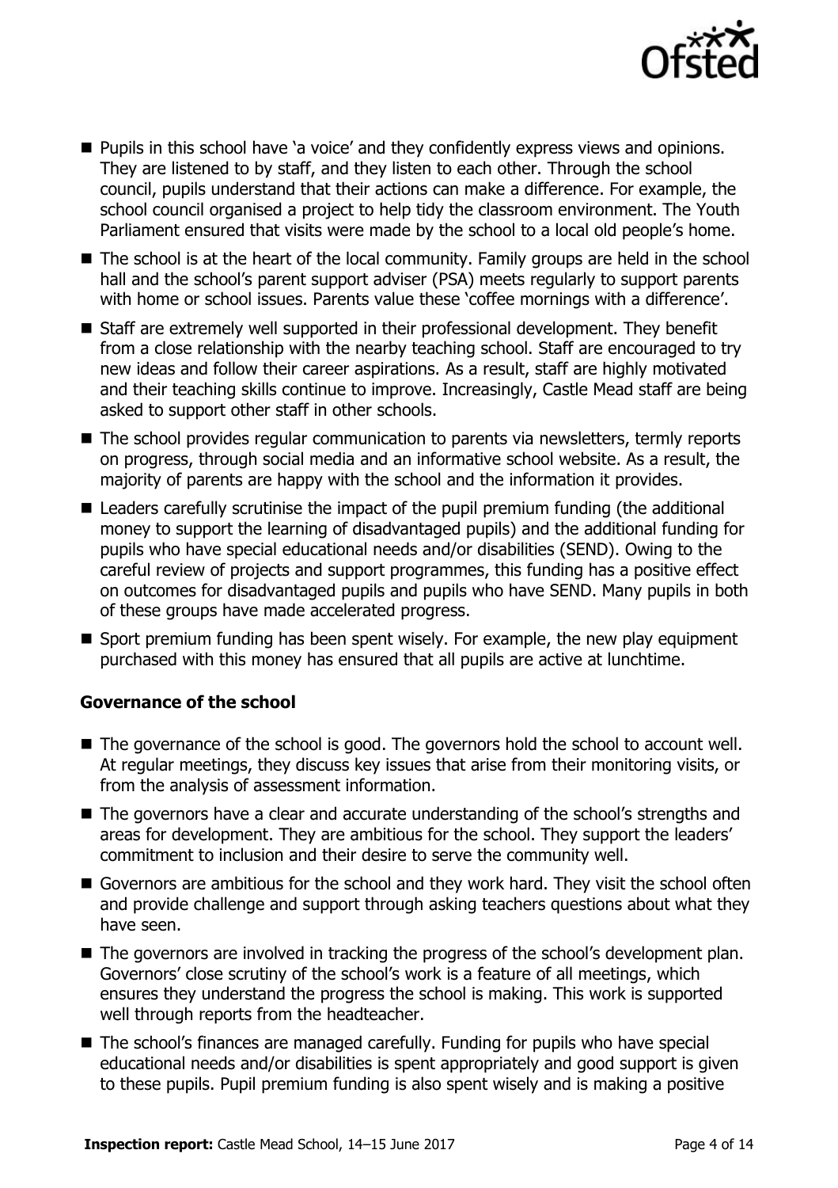- Pupils in this school have 'a voice' and they confidently express views and opinions. They are listened to by staff, and they listen to each other. Through the school council, pupils understand that their actions can make a difference. For example, the school council organised a project to help tidy the classroom environment. The Youth Parliament ensured that visits were made by the school to a local old people's home.
- The school is at the heart of the local community. Family groups are held in the school hall and the school's parent support adviser (PSA) meets regularly to support parents with home or school issues. Parents value these 'coffee mornings with a difference'.
- Staff are extremely well supported in their professional development. They benefit from a close relationship with the nearby teaching school. Staff are encouraged to try new ideas and follow their career aspirations. As a result, staff are highly motivated and their teaching skills continue to improve. Increasingly, Castle Mead staff are being asked to support other staff in other schools.
- The school provides regular communication to parents via newsletters, termly reports on progress, through social media and an informative school website. As a result, the majority of parents are happy with the school and the information it provides.
- Leaders carefully scrutinise the impact of the pupil premium funding (the additional money to support the learning of disadvantaged pupils) and the additional funding for pupils who have special educational needs and/or disabilities (SEND). Owing to the careful review of projects and support programmes, this funding has a positive effect on outcomes for disadvantaged pupils and pupils who have SEND. Many pupils in both of these groups have made accelerated progress.
- Sport premium funding has been spent wisely. For example, the new play equipment purchased with this money has ensured that all pupils are active at lunchtime.

### Governance of the school

- The governance of the school is good. The governors hold the school to account well. At regular meetings, they discuss key issues that arise from their monitoring visits, or from the analysis of assessment information.
- The governors have a clear and accurate understanding of the school's strengths and areas for development. They are ambitious for the school. They support the leaders' commitment to inclusion and their desire to serve the community well.
- Governors are ambitious for the school and they work hard. They visit the school often and provide challenge and support through asking teachers questions about what they have seen.
- The governors are involved in tracking the progress of the school's development plan. Governors' close scrutiny of the school's work is a feature of all meetings, which ensures they understand the progress the school is making. This work is supported well through reports from the headteacher.
- The school's finances are managed carefully. Funding for pupils who have special educational needs and/or disabilities is spent appropriately and good support is given to these pupils. Pupil premium funding is also spent wisely and is making a positive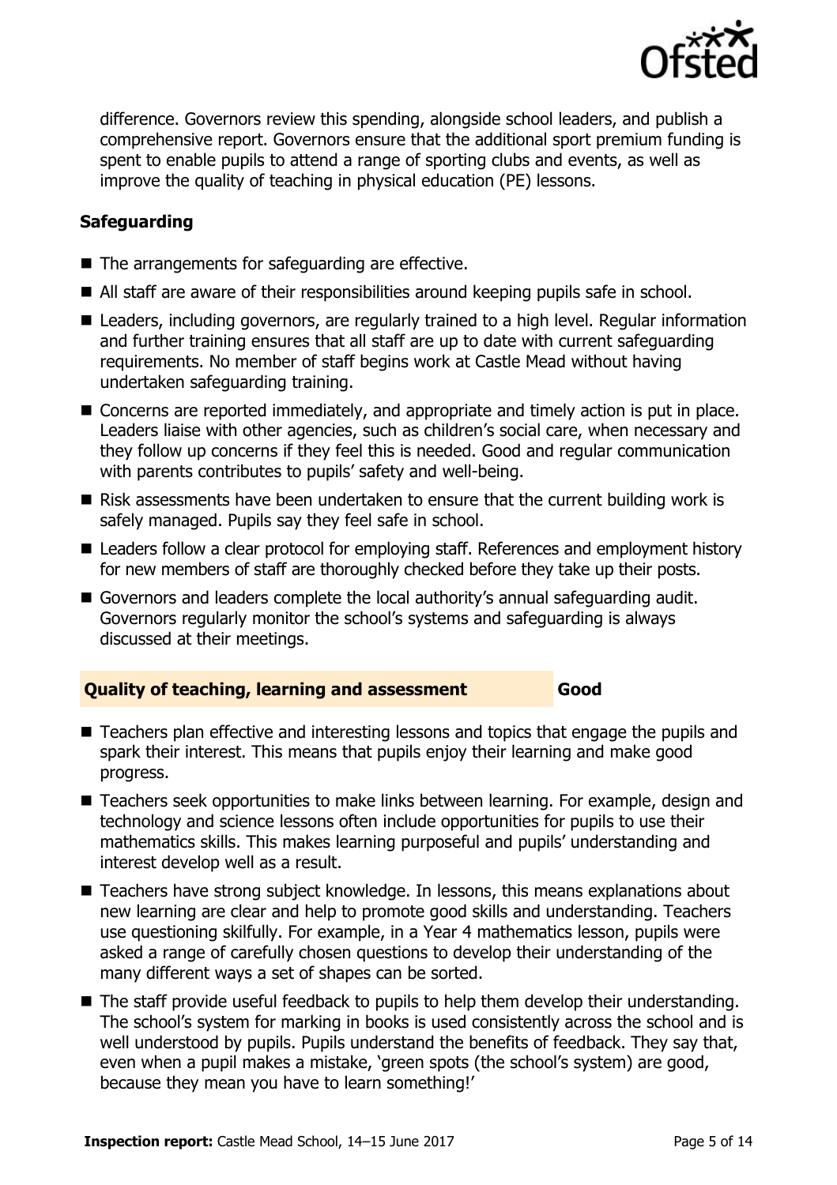difference. Governors review this spending, alongside school leaders, and publish a comprehensive report. Governors ensure that the additional sport premium funding is spent to enable pupils to attend a range of sporting clubs and events, as well as improve the quality of teaching in physical education (PE) lessons.

### Safeguarding

- The arrangements for safeguarding are effective.
- All staff are aware of their responsibilities around keeping pupils safe in school.
- Leaders, including governors, are regularly trained to a high level. Regular information and further training ensures that all staff are up to date with current safeguarding requirements. No member of staff begins work at Castle Mead without having undertaken safeguarding training.
- Concerns are reported immediately, and appropriate and timely action is put in place. Leaders liaise with other agencies, such as children's social care, when necessary and they follow up concerns if they feel this is needed. Good and regular communication with parents contributes to pupils' safety and well-being.
- Risk assessments have been undertaken to ensure that the current building work is safely managed. Pupils say they feel safe in school.
- Leaders follow a clear protocol for employing staff. References and employment history for new members of staff are thoroughly checked before they take up their posts.
- Governors and leaders complete the local authority's annual safeguarding audit. Governors regularly monitor the school's systems and safeguarding is always discussed at their meetings.

### Quality of teaching, learning and assessment — Good

- Teachers plan effective and interesting lessons and topics that engage the pupils and spark their interest. This means that pupils enjoy their learning and make good progress.
- Teachers seek opportunities to make links between learning. For example, design and technology and science lessons often include opportunities for pupils to use their mathematics skills. This makes learning purposeful and pupils' understanding and interest develop well as a result.
- Teachers have strong subject knowledge. In lessons, this means explanations about new learning are clear and help to promote good skills and understanding. Teachers use questioning skilfully. For example, in a Year 4 mathematics lesson, pupils were asked a range of carefully chosen questions to develop their understanding of the many different ways a set of shapes can be sorted.
- The staff provide useful feedback to pupils to help them develop their understanding. The school's system for marking in books is used consistently across the school and is well understood by pupils. Pupils understand the benefits of feedback. They say that, even when a pupil makes a mistake, 'green spots (the school's system) are good, because they mean you have to learn something!'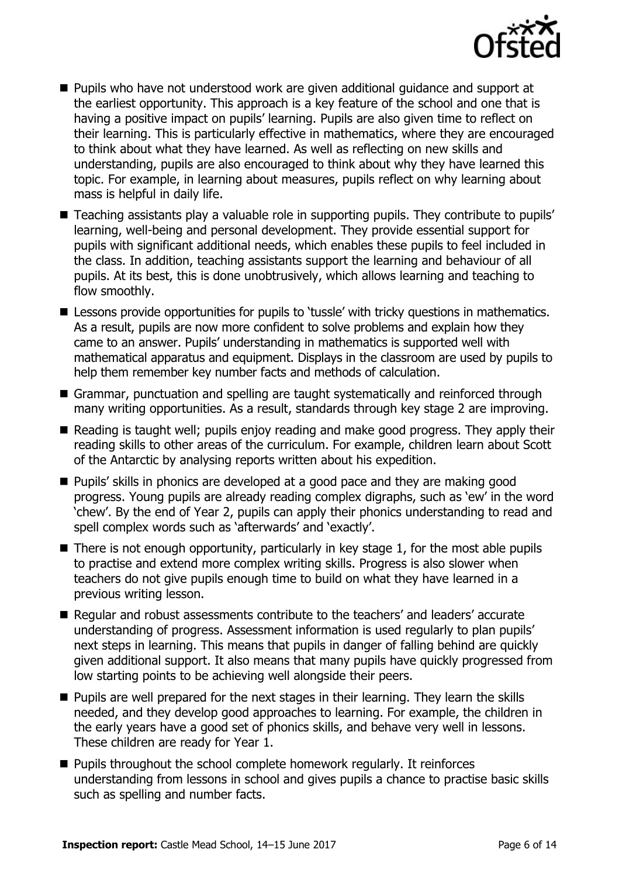- Pupils who have not understood work are given additional guidance and support at the earliest opportunity. This approach is a key feature of the school and one that is having a positive impact on pupils' learning. Pupils are also given time to reflect on their learning. This is particularly effective in mathematics, where they are encouraged to think about what they have learned. As well as reflecting on new skills and understanding, pupils are also encouraged to think about why they have learned this topic. For example, in learning about measures, pupils reflect on why learning about mass is helpful in daily life.
- Teaching assistants play a valuable role in supporting pupils. They contribute to pupils' learning, well-being and personal development. They provide essential support for pupils with significant additional needs, which enables these pupils to feel included in the class. In addition, teaching assistants support the learning and behaviour of all pupils. At its best, this is done unobtrusively, which allows learning and teaching to flow smoothly.
- Lessons provide opportunities for pupils to 'tussle' with tricky questions in mathematics. As a result, pupils are now more confident to solve problems and explain how they came to an answer. Pupils' understanding in mathematics is supported well with mathematical apparatus and equipment. Displays in the classroom are used by pupils to help them remember key number facts and methods of calculation.
- Grammar, punctuation and spelling are taught systematically and reinforced through many writing opportunities. As a result, standards through key stage 2 are improving.
- Reading is taught well; pupils enjoy reading and make good progress. They apply their reading skills to other areas of the curriculum. For example, children learn about Scott of the Antarctic by analysing reports written about his expedition.
- Pupils' skills in phonics are developed at a good pace and they are making good progress. Young pupils are already reading complex digraphs, such as 'ew' in the word 'chew'. By the end of Year 2, pupils can apply their phonics understanding to read and spell complex words such as 'afterwards' and 'exactly'.
- There is not enough opportunity, particularly in key stage 1, for the most able pupils to practise and extend more complex writing skills. Progress is also slower when teachers do not give pupils enough time to build on what they have learned in a previous writing lesson.
- Regular and robust assessments contribute to the teachers' and leaders' accurate understanding of progress. Assessment information is used regularly to plan pupils' next steps in learning. This means that pupils in danger of falling behind are quickly given additional support. It also means that many pupils have quickly progressed from low starting points to be achieving well alongside their peers.
- Pupils are well prepared for the next stages in their learning. They learn the skills needed, and they develop good approaches to learning. For example, the children in the early years have a good set of phonics skills, and behave very well in lessons. These children are ready for Year 1.
- Pupils throughout the school complete homework regularly. It reinforces understanding from lessons in school and gives pupils a chance to practise basic skills such as spelling and number facts.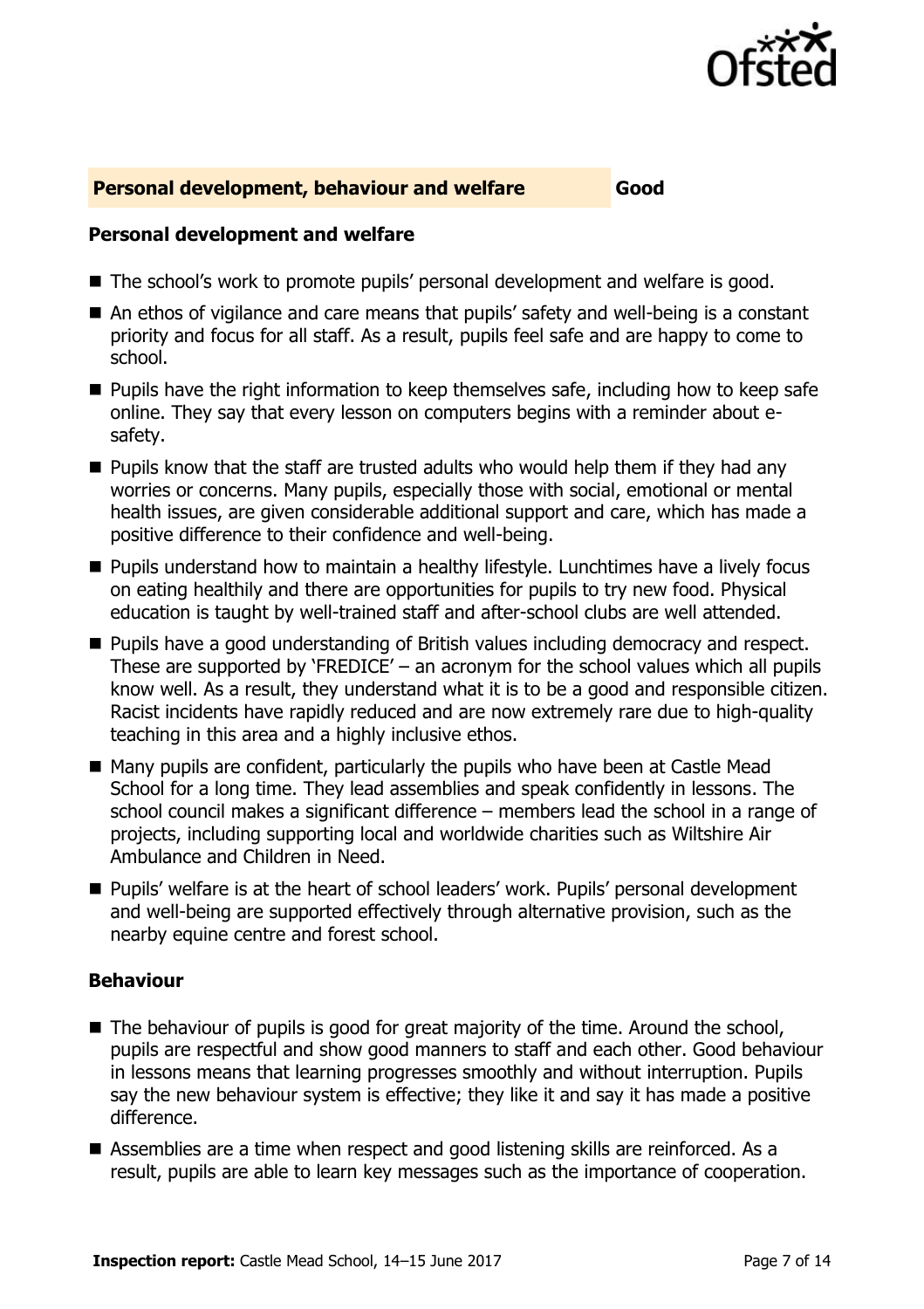## Personal development, behaviour and welfare — Good

### Personal development and welfare

- The school's work to promote pupils' personal development and welfare is good.
- An ethos of vigilance and care means that pupils' safety and well-being is a constant priority and focus for all staff. As a result, pupils feel safe and are happy to come to school.
- Pupils have the right information to keep themselves safe, including how to keep safe online. They say that every lesson on computers begins with a reminder about e-safety.
- Pupils know that the staff are trusted adults who would help them if they had any worries or concerns. Many pupils, especially those with social, emotional or mental health issues, are given considerable additional support and care, which has made a positive difference to their confidence and well-being.
- Pupils understand how to maintain a healthy lifestyle. Lunchtimes have a lively focus on eating healthily and there are opportunities for pupils to try new food. Physical education is taught by well-trained staff and after-school clubs are well attended.
- Pupils have a good understanding of British values including democracy and respect. These are supported by 'FREDICE' – an acronym for the school values which all pupils know well. As a result, they understand what it is to be a good and responsible citizen. Racist incidents have rapidly reduced and are now extremely rare due to high-quality teaching in this area and a highly inclusive ethos.
- Many pupils are confident, particularly the pupils who have been at Castle Mead School for a long time. They lead assemblies and speak confidently in lessons. The school council makes a significant difference – members lead the school in a range of projects, including supporting local and worldwide charities such as Wiltshire Air Ambulance and Children in Need.
- Pupils' welfare is at the heart of school leaders' work. Pupils' personal development and well-being are supported effectively through alternative provision, such as the nearby equine centre and forest school.

### Behaviour

- The behaviour of pupils is good for great majority of the time. Around the school, pupils are respectful and show good manners to staff and each other. Good behaviour in lessons means that learning progresses smoothly and without interruption. Pupils say the new behaviour system is effective; they like it and say it has made a positive difference.
- Assemblies are a time when respect and good listening skills are reinforced. As a result, pupils are able to learn key messages such as the importance of cooperation.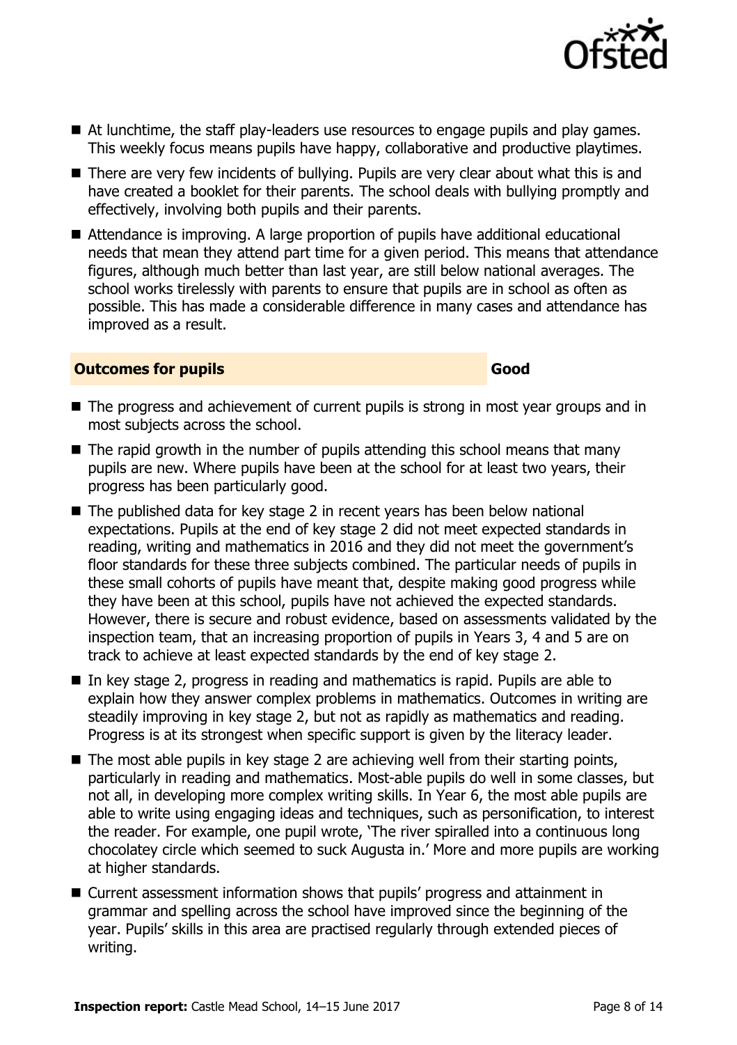- At lunchtime, the staff play-leaders use resources to engage pupils and play games. This weekly focus means pupils have happy, collaborative and productive playtimes.
- There are very few incidents of bullying. Pupils are very clear about what this is and have created a booklet for their parents. The school deals with bullying promptly and effectively, involving both pupils and their parents.
- Attendance is improving. A large proportion of pupils have additional educational needs that mean they attend part time for a given period. This means that attendance figures, although much better than last year, are still below national averages. The school works tirelessly with parents to ensure that pupils are in school as often as possible. This has made a considerable difference in many cases and attendance has improved as a result.

### Outcomes for pupils — Good

- The progress and achievement of current pupils is strong in most year groups and in most subjects across the school.
- The rapid growth in the number of pupils attending this school means that many pupils are new. Where pupils have been at the school for at least two years, their progress has been particularly good.
- The published data for key stage 2 in recent years has been below national expectations. Pupils at the end of key stage 2 did not meet expected standards in reading, writing and mathematics in 2016 and they did not meet the government's floor standards for these three subjects combined. The particular needs of pupils in these small cohorts of pupils have meant that, despite making good progress while they have been at this school, pupils have not achieved the expected standards. However, there is secure and robust evidence, based on assessments validated by the inspection team, that an increasing proportion of pupils in Years 3, 4 and 5 are on track to achieve at least expected standards by the end of key stage 2.
- In key stage 2, progress in reading and mathematics is rapid. Pupils are able to explain how they answer complex problems in mathematics. Outcomes in writing are steadily improving in key stage 2, but not as rapidly as mathematics and reading. Progress is at its strongest when specific support is given by the literacy leader.
- The most able pupils in key stage 2 are achieving well from their starting points, particularly in reading and mathematics. Most-able pupils do well in some classes, but not all, in developing more complex writing skills. In Year 6, the most able pupils are able to write using engaging ideas and techniques, such as personification, to interest the reader. For example, one pupil wrote, 'The river spiralled into a continuous long chocolatey circle which seemed to suck Augusta in.' More and more pupils are working at higher standards.
- Current assessment information shows that pupils' progress and attainment in grammar and spelling across the school have improved since the beginning of the year. Pupils' skills in this area are practised regularly through extended pieces of writing.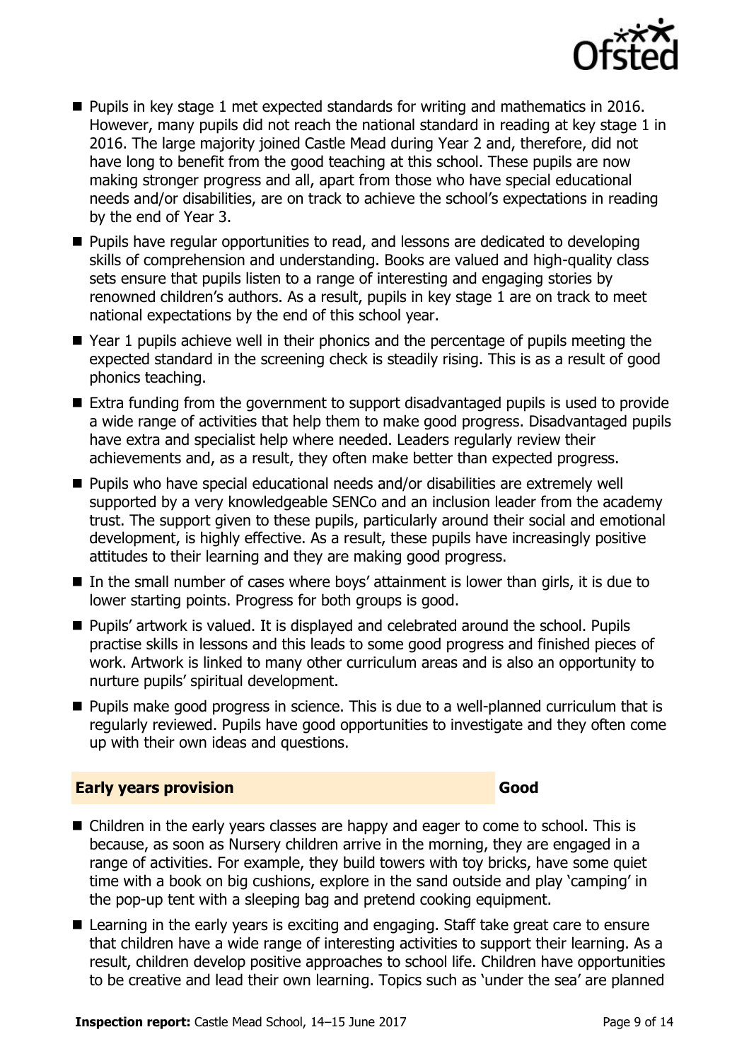- Pupils in key stage 1 met expected standards for writing and mathematics in 2016. However, many pupils did not reach the national standard in reading at key stage 1 in 2016. The large majority joined Castle Mead during Year 2 and, therefore, did not have long to benefit from the good teaching at this school. These pupils are now making stronger progress and all, apart from those who have special educational needs and/or disabilities, are on track to achieve the school's expectations in reading by the end of Year 3.
- Pupils have regular opportunities to read, and lessons are dedicated to developing skills of comprehension and understanding. Books are valued and high-quality class sets ensure that pupils listen to a range of interesting and engaging stories by renowned children's authors. As a result, pupils in key stage 1 are on track to meet national expectations by the end of this school year.
- Year 1 pupils achieve well in their phonics and the percentage of pupils meeting the expected standard in the screening check is steadily rising. This is as a result of good phonics teaching.
- Extra funding from the government to support disadvantaged pupils is used to provide a wide range of activities that help them to make good progress. Disadvantaged pupils have extra and specialist help where needed. Leaders regularly review their achievements and, as a result, they often make better than expected progress.
- Pupils who have special educational needs and/or disabilities are extremely well supported by a very knowledgeable SENCo and an inclusion leader from the academy trust. The support given to these pupils, particularly around their social and emotional development, is highly effective. As a result, these pupils have increasingly positive attitudes to their learning and they are making good progress.
- In the small number of cases where boys' attainment is lower than girls, it is due to lower starting points. Progress for both groups is good.
- Pupils' artwork is valued. It is displayed and celebrated around the school. Pupils practise skills in lessons and this leads to some good progress and finished pieces of work. Artwork is linked to many other curriculum areas and is also an opportunity to nurture pupils' spiritual development.
- Pupils make good progress in science. This is due to a well-planned curriculum that is regularly reviewed. Pupils have good opportunities to investigate and they often come up with their own ideas and questions.

## Early years provision — Good

- Children in the early years classes are happy and eager to come to school. This is because, as soon as Nursery children arrive in the morning, they are engaged in a range of activities. For example, they build towers with toy bricks, have some quiet time with a book on big cushions, explore in the sand outside and play 'camping' in the pop-up tent with a sleeping bag and pretend cooking equipment.
- Learning in the early years is exciting and engaging. Staff take great care to ensure that children have a wide range of interesting activities to support their learning. As a result, children develop positive approaches to school life. Children have opportunities to be creative and lead their own learning. Topics such as 'under the sea' are planned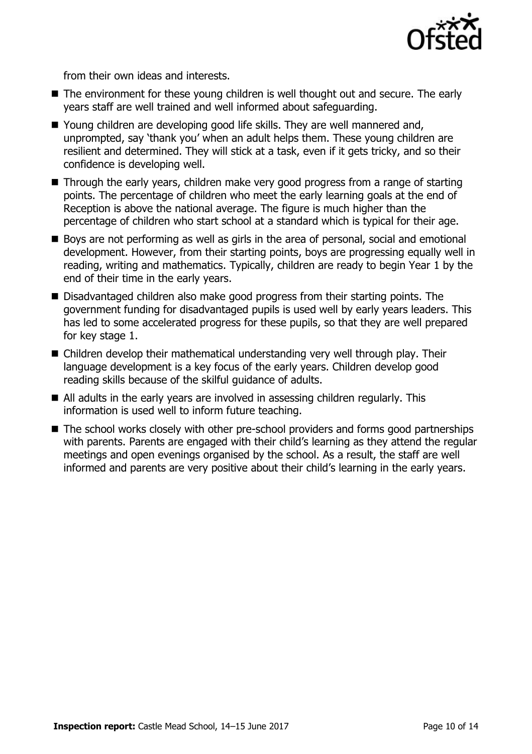from their own ideas and interests.

- The environment for these young children is well thought out and secure. The early years staff are well trained and well informed about safeguarding.
- Young children are developing good life skills. They are well mannered and, unprompted, say 'thank you' when an adult helps them. These young children are resilient and determined. They will stick at a task, even if it gets tricky, and so their confidence is developing well.
- Through the early years, children make very good progress from a range of starting points. The percentage of children who meet the early learning goals at the end of Reception is above the national average. The figure is much higher than the percentage of children who start school at a standard which is typical for their age.
- Boys are not performing as well as girls in the area of personal, social and emotional development. However, from their starting points, boys are progressing equally well in reading, writing and mathematics. Typically, children are ready to begin Year 1 by the end of their time in the early years.
- Disadvantaged children also make good progress from their starting points. The government funding for disadvantaged pupils is used well by early years leaders. This has led to some accelerated progress for these pupils, so that they are well prepared for key stage 1.
- Children develop their mathematical understanding very well through play. Their language development is a key focus of the early years. Children develop good reading skills because of the skilful guidance of adults.
- All adults in the early years are involved in assessing children regularly. This information is used well to inform future teaching.
- The school works closely with other pre-school providers and forms good partnerships with parents. Parents are engaged with their child's learning as they attend the regular meetings and open evenings organised by the school. As a result, the staff are well informed and parents are very positive about their child's learning in the early years.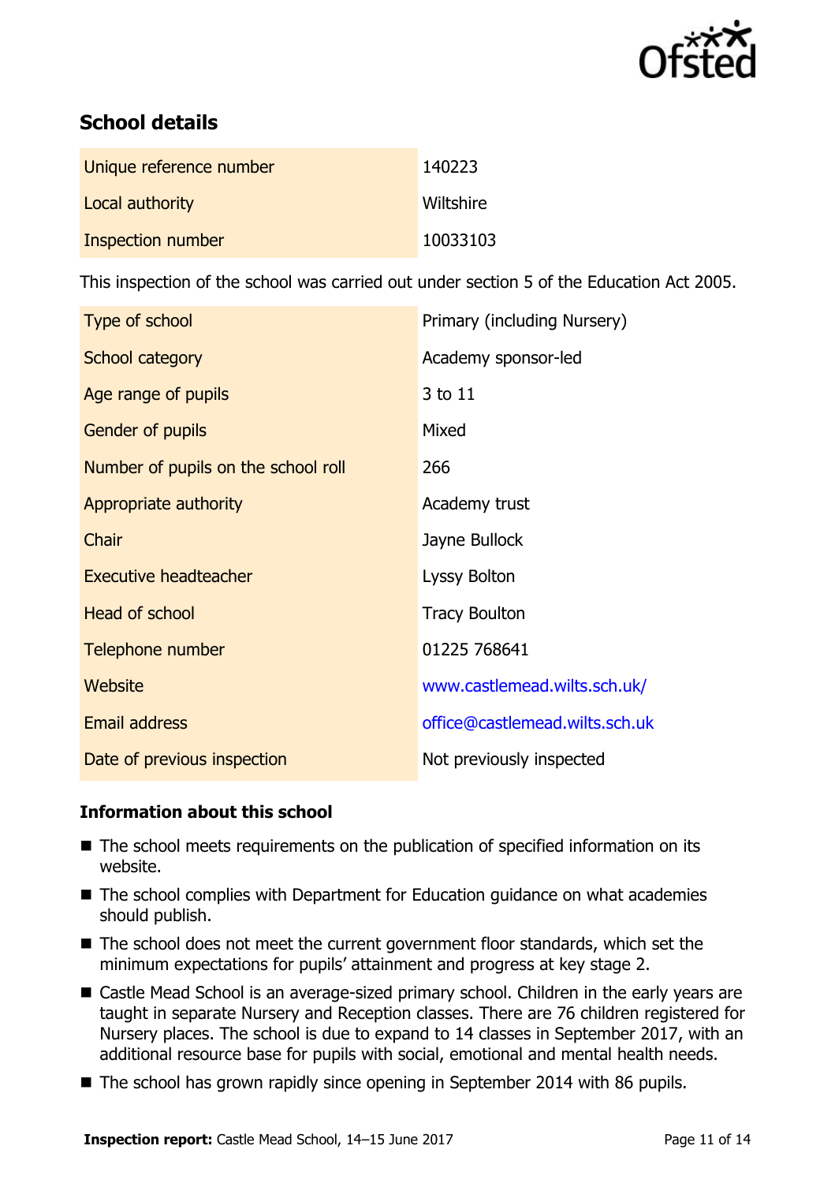## School details

| | |
|---|---|
| Unique reference number | 140223 |
| Local authority | Wiltshire |
| Inspection number | 10033103 |

This inspection of the school was carried out under section 5 of the Education Act 2005.

| | |
|---|---|
| Type of school | Primary (including Nursery) |
| School category | Academy sponsor-led |
| Age range of pupils | 3 to 11 |
| Gender of pupils | Mixed |
| Number of pupils on the school roll | 266 |
| Appropriate authority | Academy trust |
| Chair | Jayne Bullock |
| Executive headteacher | Lyssy Bolton |
| Head of school | Tracy Boulton |
| Telephone number | 01225 768641 |
| Website | www.castlemead.wilts.sch.uk/ |
| Email address | office@castlemead.wilts.sch.uk |
| Date of previous inspection | Not previously inspected |

### Information about this school

- The school meets requirements on the publication of specified information on its website.
- The school complies with Department for Education guidance on what academies should publish.
- The school does not meet the current government floor standards, which set the minimum expectations for pupils' attainment and progress at key stage 2.
- Castle Mead School is an average-sized primary school. Children in the early years are taught in separate Nursery and Reception classes. There are 76 children registered for Nursery places. The school is due to expand to 14 classes in September 2017, with an additional resource base for pupils with social, emotional and mental health needs.
- The school has grown rapidly since opening in September 2014 with 86 pupils.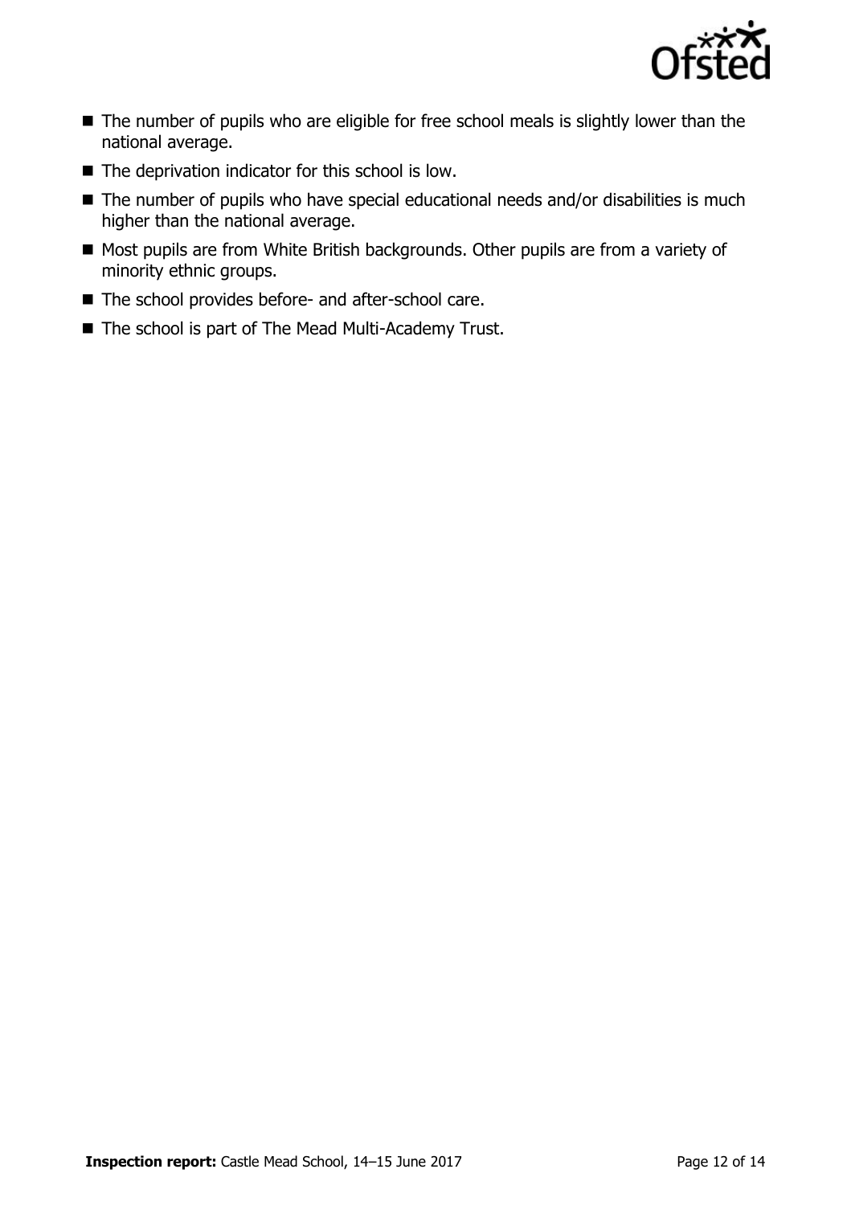- The number of pupils who are eligible for free school meals is slightly lower than the national average.
- The deprivation indicator for this school is low.
- The number of pupils who have special educational needs and/or disabilities is much higher than the national average.
- Most pupils are from White British backgrounds. Other pupils are from a variety of minority ethnic groups.
- The school provides before- and after-school care.
- The school is part of The Mead Multi-Academy Trust.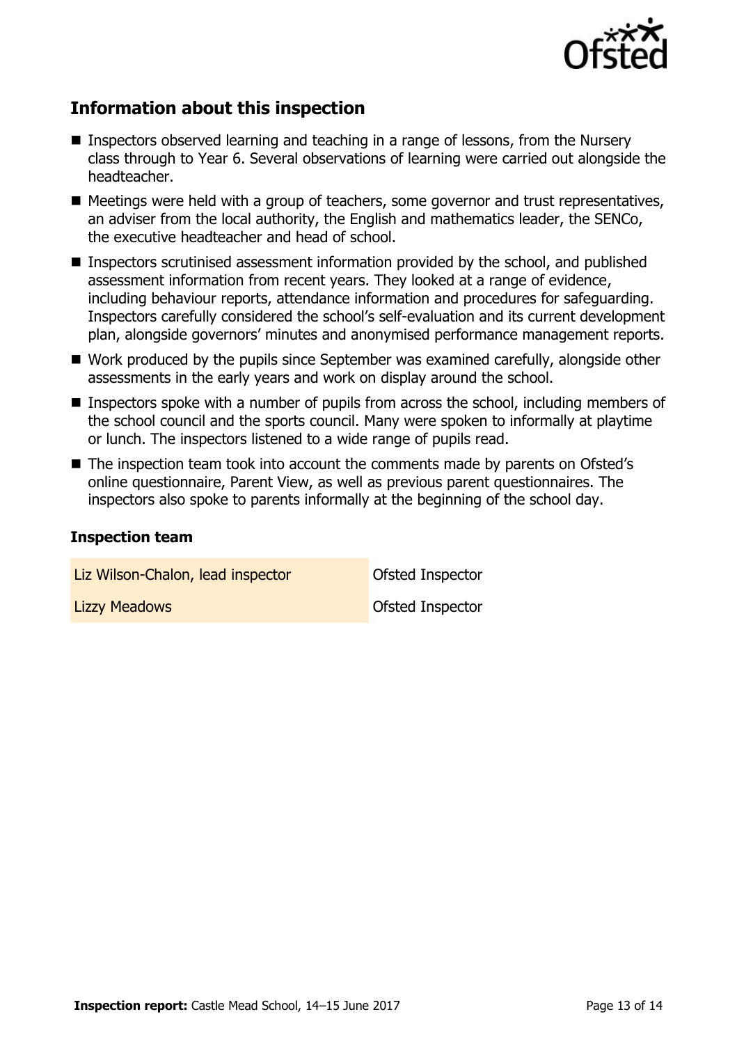## Information about this inspection

- Inspectors observed learning and teaching in a range of lessons, from the Nursery class through to Year 6. Several observations of learning were carried out alongside the headteacher.
- Meetings were held with a group of teachers, some governor and trust representatives, an adviser from the local authority, the English and mathematics leader, the SENCo, the executive headteacher and head of school.
- Inspectors scrutinised assessment information provided by the school, and published assessment information from recent years. They looked at a range of evidence, including behaviour reports, attendance information and procedures for safeguarding. Inspectors carefully considered the school's self-evaluation and its current development plan, alongside governors' minutes and anonymised performance management reports.
- Work produced by the pupils since September was examined carefully, alongside other assessments in the early years and work on display around the school.
- Inspectors spoke with a number of pupils from across the school, including members of the school council and the sports council. Many were spoken to informally at playtime or lunch. The inspectors listened to a wide range of pupils read.
- The inspection team took into account the comments made by parents on Ofsted's online questionnaire, Parent View, as well as previous parent questionnaires. The inspectors also spoke to parents informally at the beginning of the school day.

### Inspection team

| | |
|---|---|
| Liz Wilson-Chalon, lead inspector | Ofsted Inspector |
| Lizzy Meadows | Ofsted Inspector |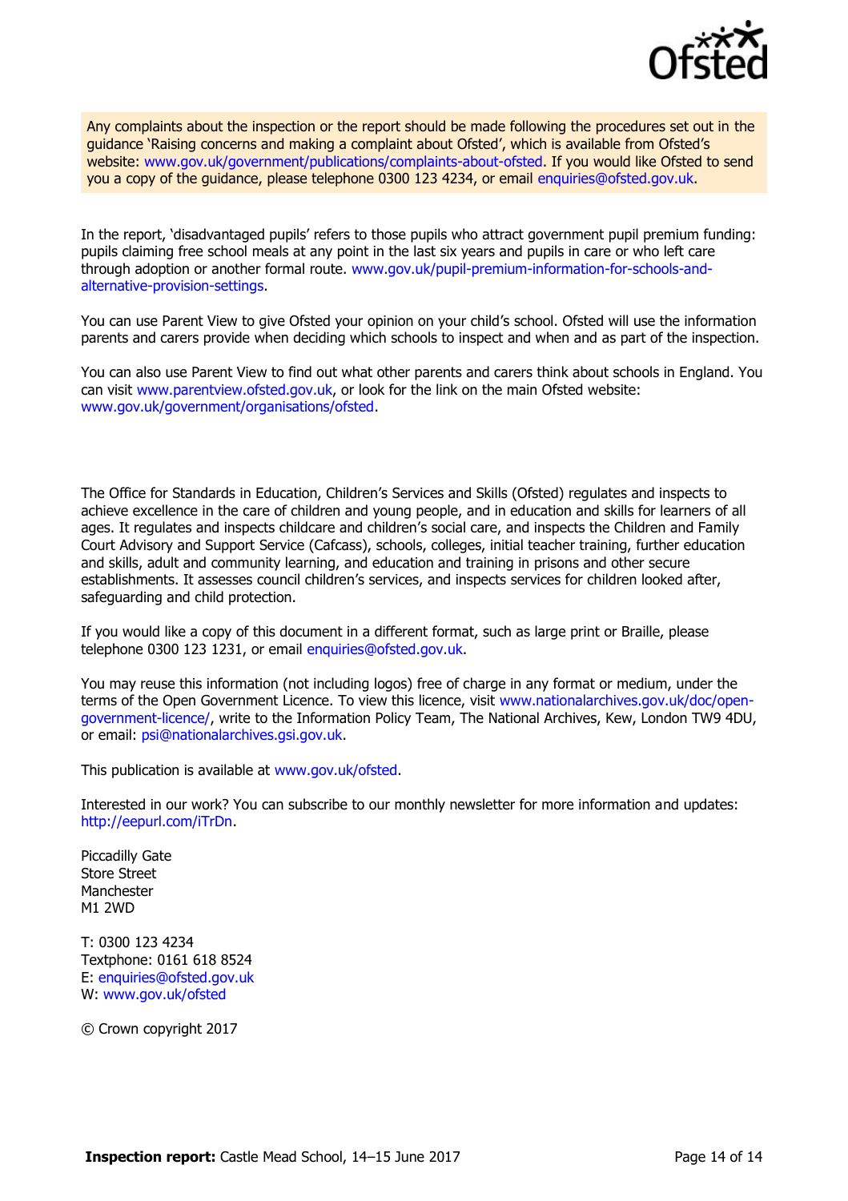Any complaints about the inspection or the report should be made following the procedures set out in the guidance 'Raising concerns and making a complaint about Ofsted', which is available from Ofsted's website: www.gov.uk/government/publications/complaints-about-ofsted. If you would like Ofsted to send you a copy of the guidance, please telephone 0300 123 4234, or email enquiries@ofsted.gov.uk.

In the report, 'disadvantaged pupils' refers to those pupils who attract government pupil premium funding: pupils claiming free school meals at any point in the last six years and pupils in care or who left care through adoption or another formal route. www.gov.uk/pupil-premium-information-for-schools-and-alternative-provision-settings.

You can use Parent View to give Ofsted your opinion on your child's school. Ofsted will use the information parents and carers provide when deciding which schools to inspect and when and as part of the inspection.

You can also use Parent View to find out what other parents and carers think about schools in England. You can visit www.parentview.ofsted.gov.uk, or look for the link on the main Ofsted website: www.gov.uk/government/organisations/ofsted.

The Office for Standards in Education, Children's Services and Skills (Ofsted) regulates and inspects to achieve excellence in the care of children and young people, and in education and skills for learners of all ages. It regulates and inspects childcare and children's social care, and inspects the Children and Family Court Advisory and Support Service (Cafcass), schools, colleges, initial teacher training, further education and skills, adult and community learning, and education and training in prisons and other secure establishments. It assesses council children's services, and inspects services for children looked after, safeguarding and child protection.

If you would like a copy of this document in a different format, such as large print or Braille, please telephone 0300 123 1231, or email enquiries@ofsted.gov.uk.

You may reuse this information (not including logos) free of charge in any format or medium, under the terms of the Open Government Licence. To view this licence, visit www.nationalarchives.gov.uk/doc/open-government-licence/, write to the Information Policy Team, The National Archives, Kew, London TW9 4DU, or email: psi@nationalarchives.gsi.gov.uk.

This publication is available at www.gov.uk/ofsted.

Interested in our work? You can subscribe to our monthly newsletter for more information and updates: http://eepurl.com/iTrDn.

Piccadilly Gate
Store Street
Manchester
M1 2WD

T: 0300 123 4234
Textphone: 0161 618 8524
E: enquiries@ofsted.gov.uk
W: www.gov.uk/ofsted

© Crown copyright 2017